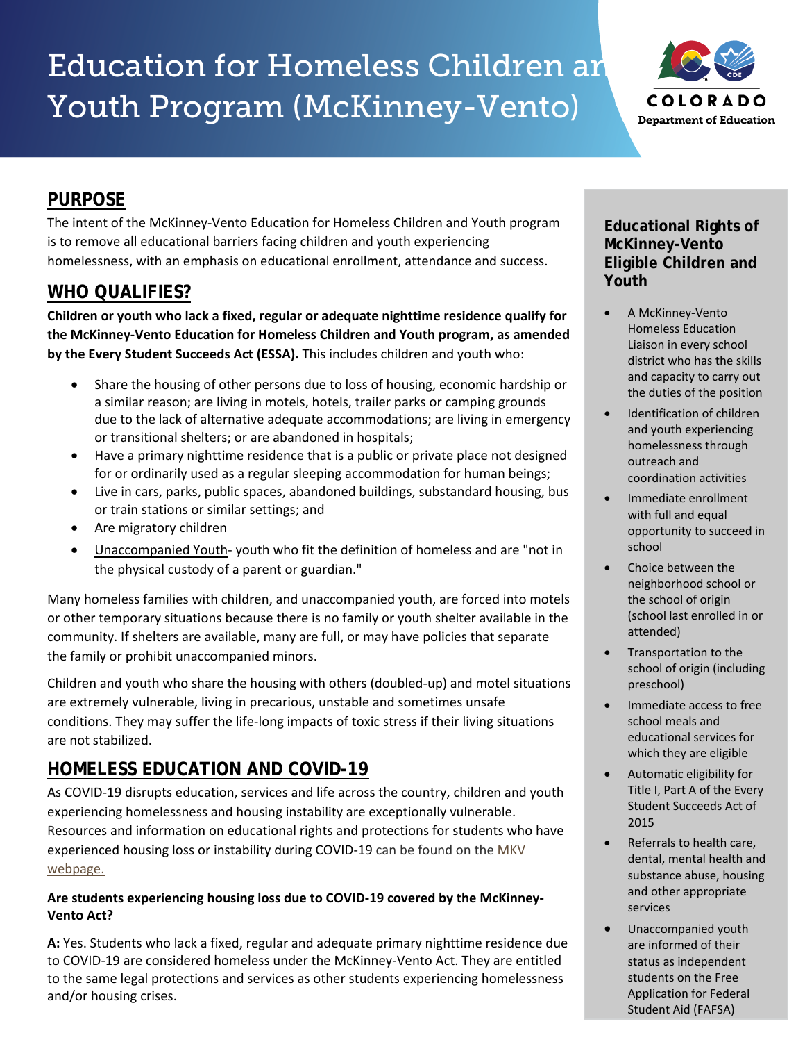# Education for Homeless Children and Youth Program (McKinney-Vento)

## PURPOSE

The intent of the McKinney-Vento Education for Homeless Children and Youth program is to remove all educational barriers facing children and youth experiencing homelessness, with an emphasis on educational enrollment, attendance and success.

## WHO QUALIFIES?

**Children or youth who lack a fixed, regular or adequate nighttime residence qualify for the McKinney-Vento Education for Homeless Children and Youth program, as amended by the Every Student Succeeds Act (ESSA).** This includes children and youth who:

- Share the housing of other persons due to loss of housing, economic hardship or a similar reason; are living in motels, hotels, trailer parks or camping grounds due to the lack of alternative adequate accommodations; are living in emergency or transitional shelters; or are abandoned in hospitals;
- Have a primary nighttime residence that is a public or private place not designed for or ordinarily used as a regular sleeping accommodation for human beings;
- Live in cars, parks, public spaces, abandoned buildings, substandard housing, bus or train stations or similar settings; and
- Are migratory children
- Unaccompanied Youth- youth who fit the definition of homeless and are "not in the physical custody of a parent or guardian."

Many homeless families with children, and unaccompanied youth, are forced into motels or other temporary situations because there is no family or youth shelter available in the community. If shelters are available, many are full, or may have policies that separate the family or prohibit unaccompanied minors.

Children and youth who share the housing with others (doubled-up) and motel situations are extremely vulnerable, living in precarious, unstable and sometimes unsafe conditions. They may suffer the life-long impacts of toxic stress if their living situations are not stabilized.

## HOMELESS EDUCATION AND COVID-19

As COVID-19 disrupts education, services and life across the country, children and youth experiencing homelessness and housing instability are exceptionally vulnerable. Resources and information on educational rights and protections for students who have experienced housing loss or instability during COVID-19 can be found on the MKV webpage.

**Are students experiencing housing loss due to COVID-19 covered by the McKinney-Vento Act?**

**A:** Yes. Students who lack a fixed, regular and adequate primary nighttime residence due to COVID-19 are considered homeless under the McKinney-Vento Act. They are entitled to the same legal protections and services as other students experiencing homelessness and/or housing crises.

### Educational Rights of McKinney-Vento Eligible Children and Youth

- A McKinney-Vento Homeless Education Liaison in every school district who has the skills and capacity to carry out the duties of the position
- Identification of children and youth experiencing homelessness through outreach and coordination activities
- Immediate enrollment with full and equal opportunity to succeed in school
- Choice between the neighborhood school or the school of origin (school last enrolled in or attended)
- Transportation to the school of origin (including preschool)
- Immediate access to free school meals and educational services for which they are eligible
- Automatic eligibility for Title I, Part A of the Every Student Succeeds Act of 2015
- Referrals to health care, dental, mental health and substance abuse, housing and other appropriate services
- Unaccompanied youth are informed of their status as independent students on the Free Application for Federal Student Aid (FAFSA)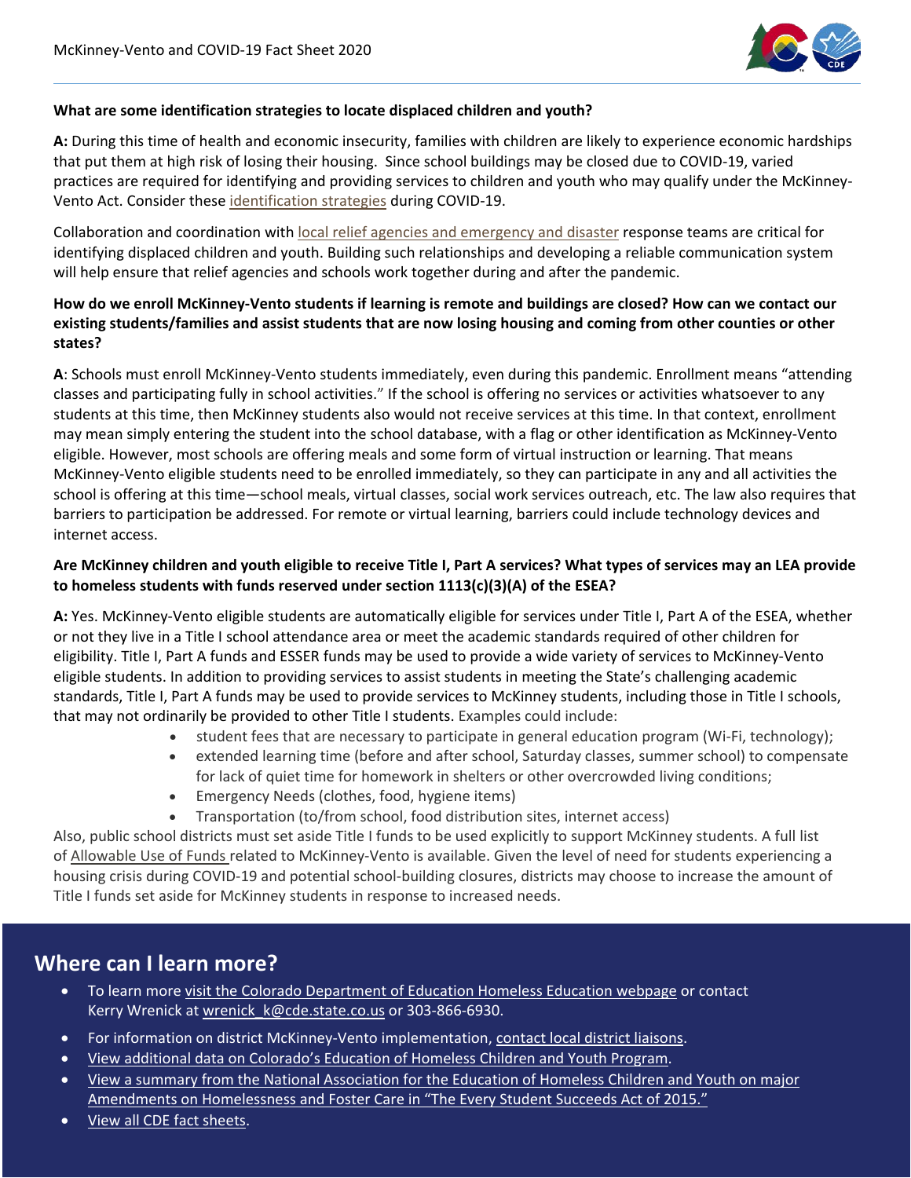**What are some identification strategies to locate displaced children and youth?**

**A:** During this time of health and economic insecurity, families with children are likely to experience economic hardships that put them at high risk of losing their housing. Since school buildings may be closed due to COVID-19, varied practices are required for identifying and providing services to children and youth who may qualify under the McKinney-Vento Act. Consider these identification strategies during COVID-19.

Collaboration and coordination with local relief agencies and emergency and disaster response teams are critical for identifying displaced children and youth. Building such relationships and developing a reliable communication system will help ensure that relief agencies and schools work together during and after the pandemic.

**How do we enroll McKinney-Vento students if learning is remote and buildings are closed? How can we contact our existing students/families and assist students that are now losing housing and coming from other counties or other states?**

**A**: Schools must enroll McKinney-Vento students immediately, even during this pandemic. Enrollment means "attending classes and participating fully in school activities." If the school is offering no services or activities whatsoever to any students at this time, then McKinney students also would not receive services at this time. In that context, enrollment may mean simply entering the student into the school database, with a flag or other identification as McKinney-Vento eligible. However, most schools are offering meals and some form of virtual instruction or learning. That means McKinney-Vento eligible students need to be enrolled immediately, so they can participate in any and all activities the school is offering at this time—school meals, virtual classes, social work services outreach, etc. The law also requires that barriers to participation be addressed. For remote or virtual learning, barriers could include technology devices and internet access.

**Are McKinney children and youth eligible to receive Title I, Part A services? What types of services may an LEA provide to homeless students with funds reserved under section 1113(c)(3)(A) of the ESEA?**

**A:** Yes. McKinney-Vento eligible students are automatically eligible for services under Title I, Part A of the ESEA, whether or not they live in a Title I school attendance area or meet the academic standards required of other children for eligibility. Title I, Part A funds and ESSER funds may be used to provide a wide variety of services to McKinney-Vento eligible students. In addition to providing services to assist students in meeting the State's challenging academic standards, Title I, Part A funds may be used to provide services to McKinney students, including those in Title I schools, that may not ordinarily be provided to other Title I students. Examples could include:

- student fees that are necessary to participate in general education program (Wi-Fi, technology);
- extended learning time (before and after school, Saturday classes, summer school) to compensate for lack of quiet time for homework in shelters or other overcrowded living conditions;
- Emergency Needs (clothes, food, hygiene items)
- Transportation (to/from school, food distribution sites, internet access)

Also, public school districts must set aside Title I funds to be used explicitly to support McKinney students. A full list of Allowable Use of Funds related to McKinney-Vento is available. Given the level of need for students experiencing a housing crisis during COVID-19 and potential school-building closures, districts may choose to increase the amount of Title I funds set aside for McKinney students in response to increased needs.

## Where can I learn more?

- To learn more visit the Colorado Department of Education Homeless Education webpage or contact Kerry Wrenick at wrenick_k@cde.state.co.us or 303-866-6930.
- For information on district McKinney-Vento implementation, contact local district liaisons.
- View additional data on Colorado's Education of Homeless Children and Youth Program.
- View a summary from the National Association for the Education of Homeless Children and Youth on major Amendments on Homelessness and Foster Care in "The Every Student Succeeds Act of 2015."
- View all CDE fact sheets.